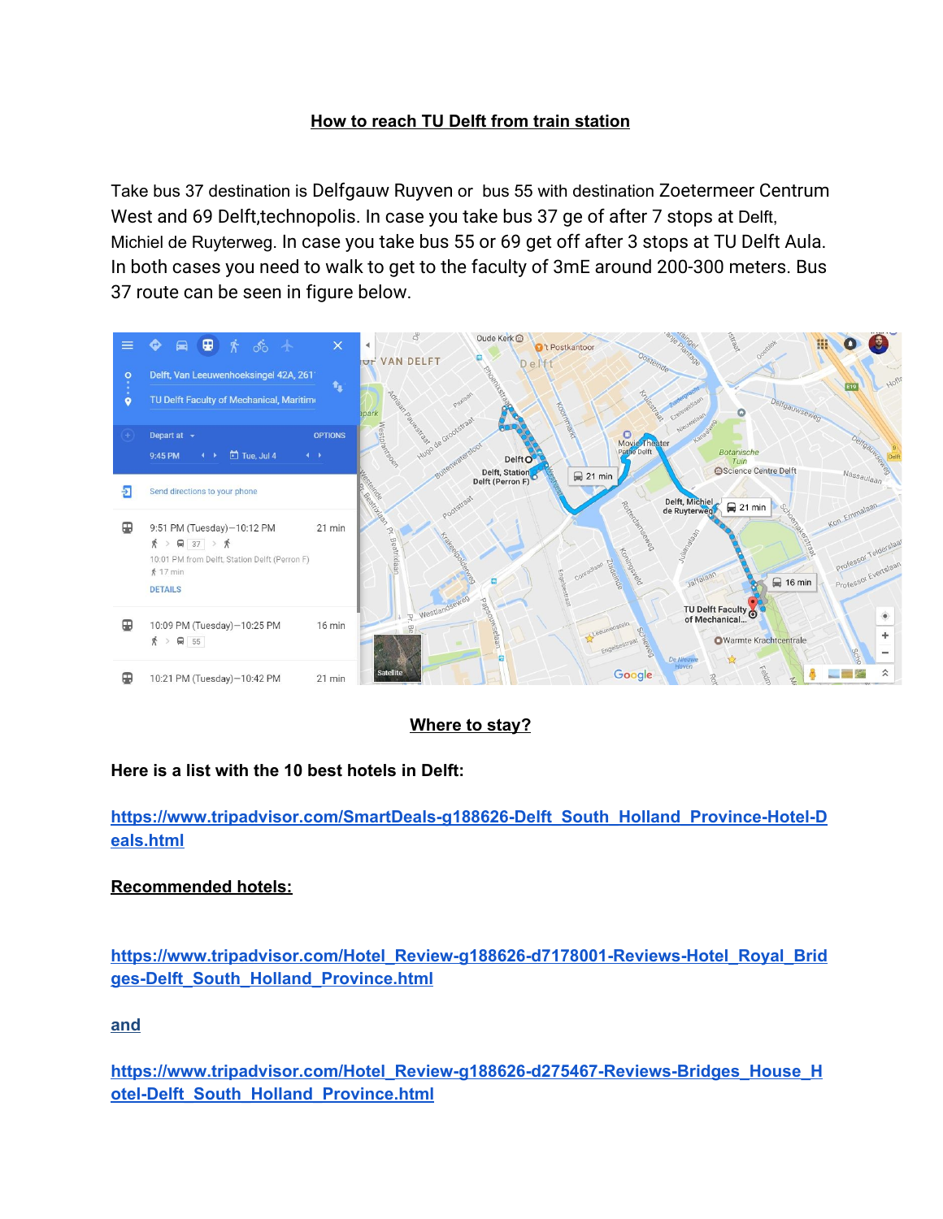## How to reach TU Delft from train station

Take bus 37 destination is Delfgauw Ruyven or bus 55 with destination Zoetermeer Centrum West and 69 Delft,technopolis. In case you take bus 37 ge of after 7 stops at Delft, Michiel de Ruyterweg. In case you take bus 55 or 69 get off after 3 stops at TU Delft Aula. In both cases you need to walk to get to the faculty of 3mE around 200-300 meters. Bus 37 route can be seen in figure below.

## Where to stay?

**Here is a list with the 10 best hotels in Delft:**

**https://www.tripadvisor.com/SmartDeals-g188626-Delft_South_Holland_Province-Hotel-Deals.html**

**Recommended hotels:**

**https://www.tripadvisor.com/Hotel_Review-g188626-d7178001-Reviews-Hotel_Royal_Bridges-Delft_South_Holland_Province.html**

**and**

**https://www.tripadvisor.com/Hotel_Review-g188626-d275467-Reviews-Bridges_House_Hotel-Delft_South_Holland_Province.html**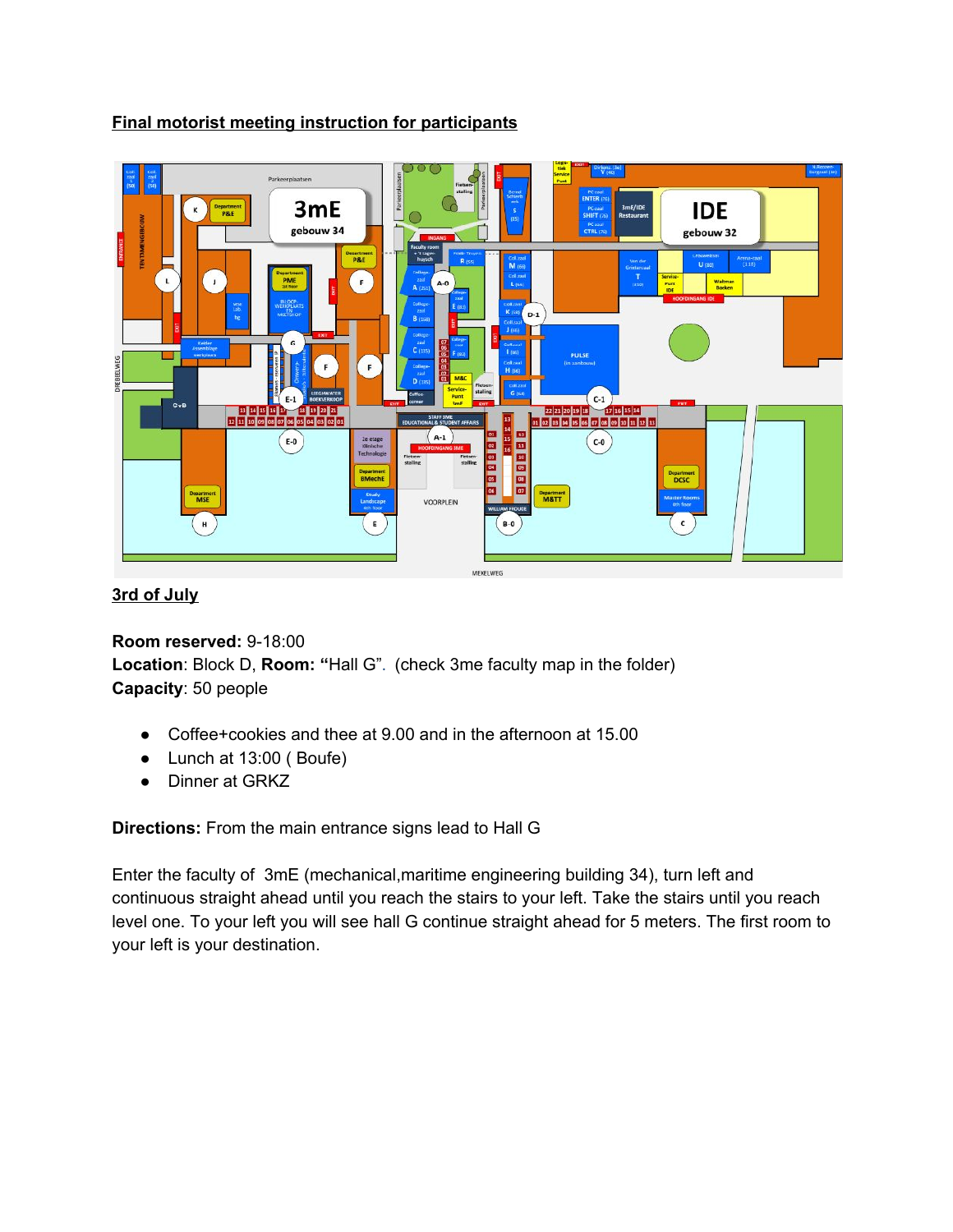**Final motorist meeting instruction for participants**

**3rd of July**

**Room reserved:** 9-18:00
**Location**: Block D, **Room: "**Hall G". (check 3me faculty map in the folder)
**Capacity**: 50 people

- Coffee+cookies and thee at 9.00 and in the afternoon at 15.00
- Lunch at 13:00 ( Boufe)
- Dinner at GRKZ

**Directions:** From the main entrance signs lead to Hall G

Enter the faculty of 3mE (mechanical,maritime engineering building 34), turn left and continuous straight ahead until you reach the stairs to your left. Take the stairs until you reach level one. To your left you will see hall G continue straight ahead for 5 meters. The first room to your left is your destination.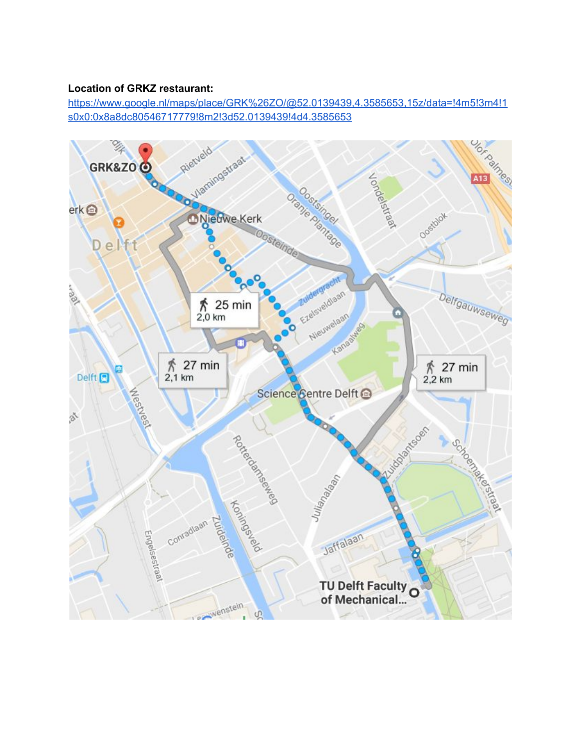**Location of GRKZ restaurant:**

https://www.google.nl/maps/place/GRK%26ZO/@52.0139439,4.3585653,15z/data=!4m5!3m4!1s0x0:0x8a8dc80546717779!8m2!3d52.0139439!4d4.3585653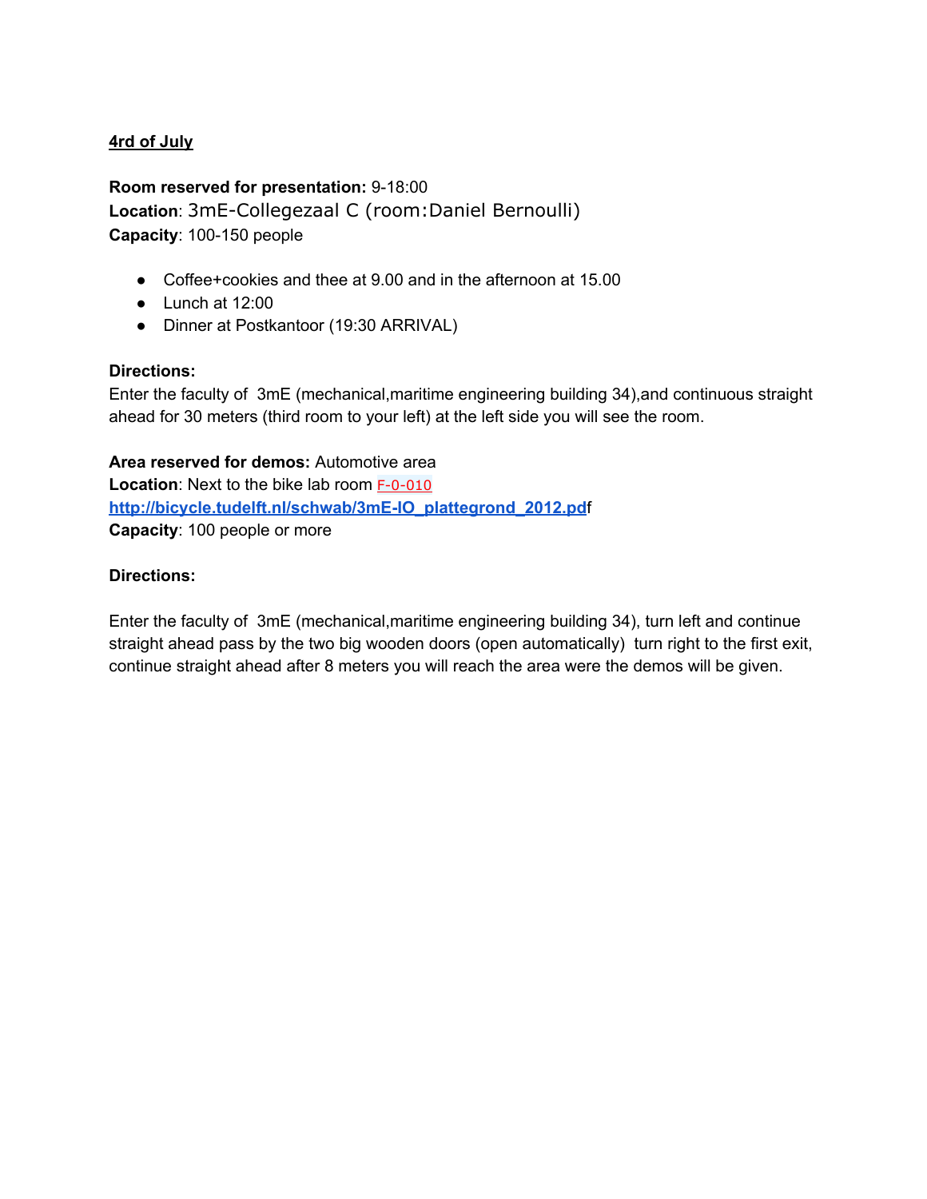**<u>4rd of July</u>**

**Room reserved for presentation:** 9-18:00
**Location**: 3mE-Collegezaal C (room:Daniel Bernoulli)
**Capacity**: 100-150 people

- Coffee+cookies and thee at 9.00 and in the afternoon at 15.00
- Lunch at 12:00
- Dinner at Postkantoor (19:30 ARRIVAL)

**Directions:**
Enter the faculty of 3mE (mechanical,maritime engineering building 34),and continuous straight ahead for 30 meters (third room to your left) at the left side you will see the room.

**Area reserved for demos:** Automotive area
**Location**: Next to the bike lab room F-0-010
**http://bicycle.tudelft.nl/schwab/3mE-IO_plattegrond_2012.pd**f
**Capacity**: 100 people or more

**Directions:**

Enter the faculty of 3mE (mechanical,maritime engineering building 34), turn left and continue straight ahead pass by the two big wooden doors (open automatically) turn right to the first exit, continue straight ahead after 8 meters you will reach the area were the demos will be given.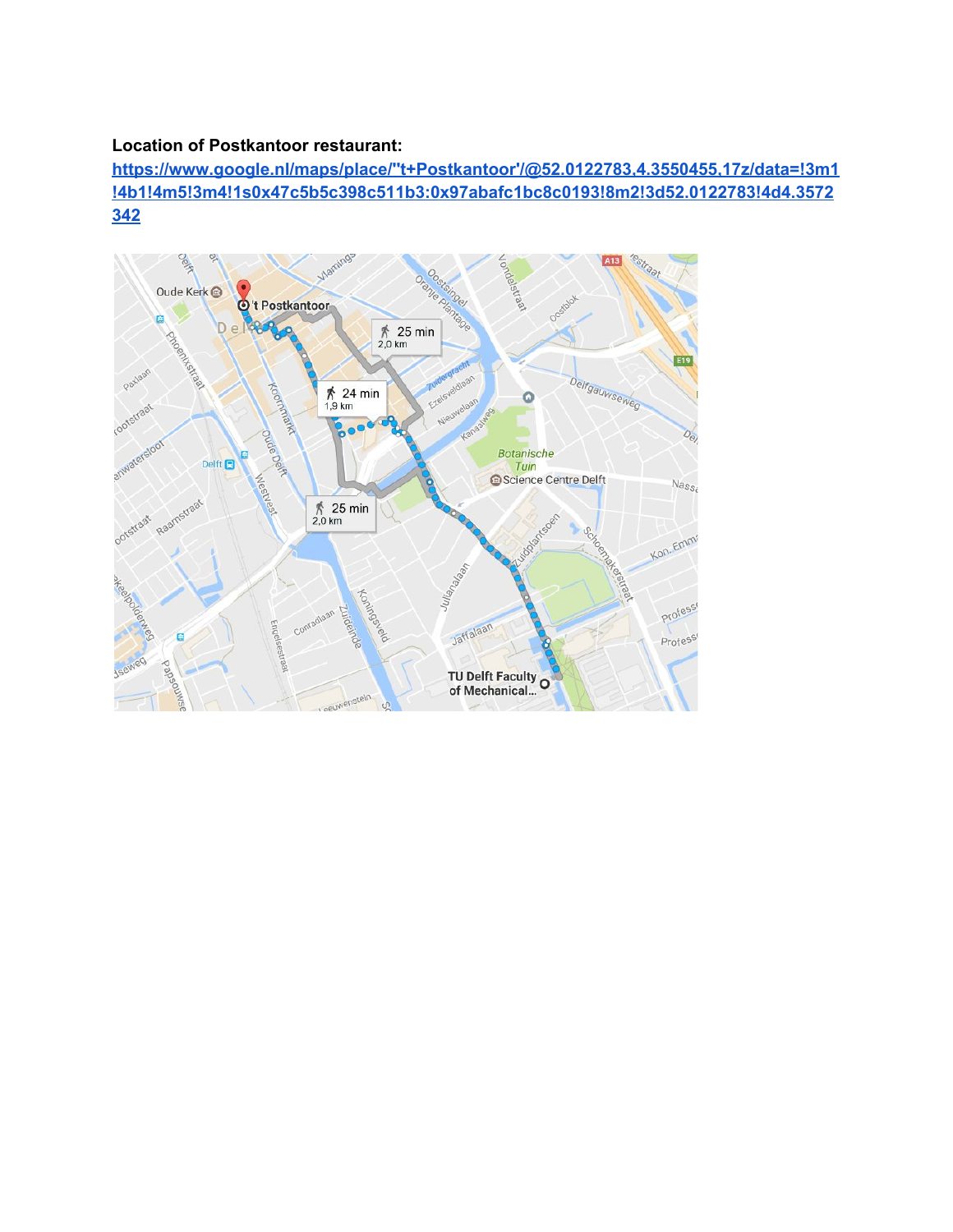**Location of Postkantoor restaurant:**

[https://www.google.nl/maps/place/''t+Postkantoor'/@52.0122783,4.3550455,17z/data=!3m1!4b1!4m5!3m4!1s0x47c5b5c398c511b3:0x97abafc1bc8c0193!8m2!3d52.0122783!4d4.3572342](https://www.google.nl/maps/place/''t+Postkantoor'/@52.0122783,4.3550455,17z/data=!3m1!4b1!4m5!3m4!1s0x47c5b5c398c511b3:0x97abafc1bc8c0193!8m2!3d52.0122783!4d4.3572342)

't Postkantoor

25 min
2,0 km

24 min
1,9 km

25 min
2,0 km

TU Delft Faculty of Mechanical...